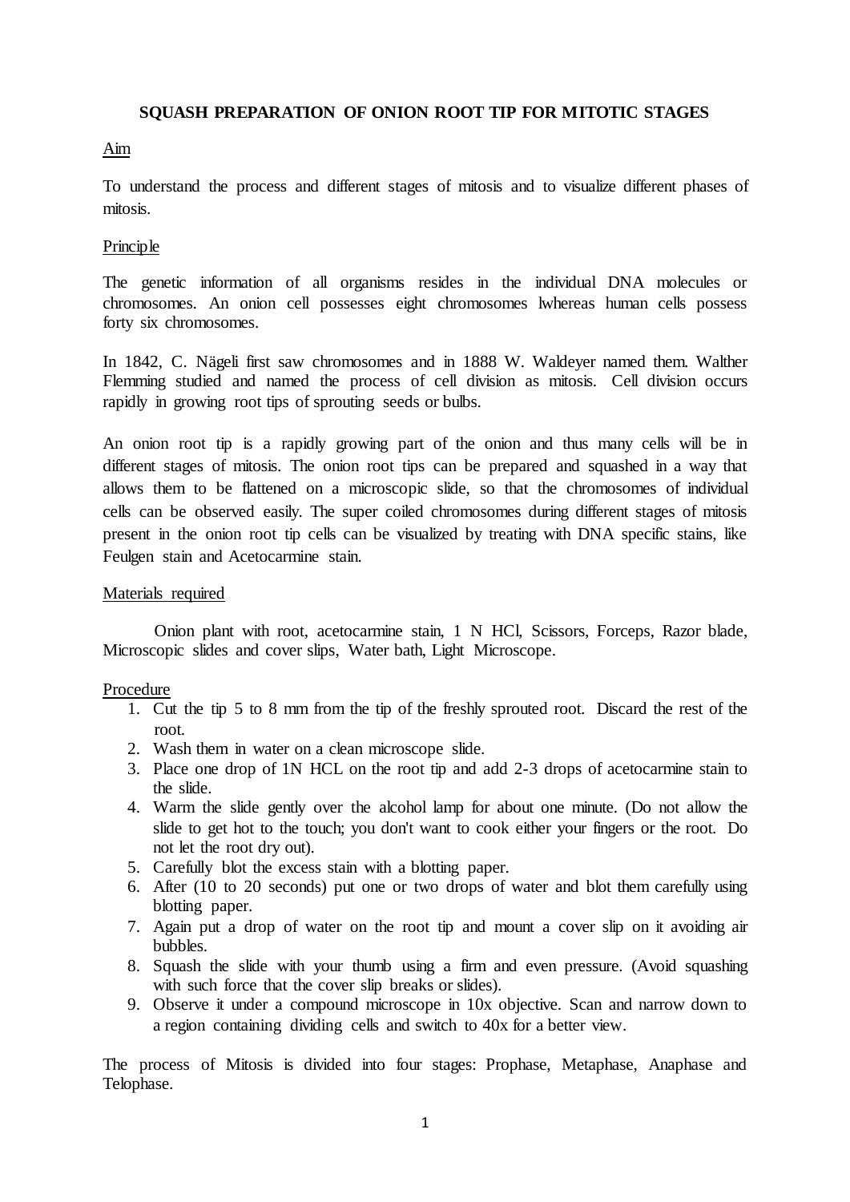# SQUASH PREPARATION OF ONION ROOT TIP FOR MITOTIC STAGES

## Aim

To understand the process and different stages of mitosis and to visualize different phases of mitosis.

## Principle

The genetic information of all organisms resides in the individual DNA molecules or chromosomes. An onion cell possesses eight chromosomes lwhereas human cells possess forty six chromosomes.

In 1842, C. Nägeli first saw chromosomes and in 1888 W. Waldeyer named them. Walther Flemming studied and named the process of cell division as mitosis. Cell division occurs rapidly in growing root tips of sprouting seeds or bulbs.

An onion root tip is a rapidly growing part of the onion and thus many cells will be in different stages of mitosis. The onion root tips can be prepared and squashed in a way that allows them to be flattened on a microscopic slide, so that the chromosomes of individual cells can be observed easily. The super coiled chromosomes during different stages of mitosis present in the onion root tip cells can be visualized by treating with DNA specific stains, like Feulgen stain and Acetocarmine stain.

## Materials required

Onion plant with root, acetocarmine stain, 1 N HCl, Scissors, Forceps, Razor blade, Microscopic slides and cover slips, Water bath, Light Microscope.

## Procedure

1. Cut the tip 5 to 8 mm from the tip of the freshly sprouted root. Discard the rest of the root.
2. Wash them in water on a clean microscope slide.
3. Place one drop of 1N HCL on the root tip and add 2-3 drops of acetocarmine stain to the slide.
4. Warm the slide gently over the alcohol lamp for about one minute. (Do not allow the slide to get hot to the touch; you don't want to cook either your fingers or the root. Do not let the root dry out).
5. Carefully blot the excess stain with a blotting paper.
6. After (10 to 20 seconds) put one or two drops of water and blot them carefully using blotting paper.
7. Again put a drop of water on the root tip and mount a cover slip on it avoiding air bubbles.
8. Squash the slide with your thumb using a firm and even pressure. (Avoid squashing with such force that the cover slip breaks or slides).
9. Observe it under a compound microscope in 10x objective. Scan and narrow down to a region containing dividing cells and switch to 40x for a better view.

The process of Mitosis is divided into four stages: Prophase, Metaphase, Anaphase and Telophase.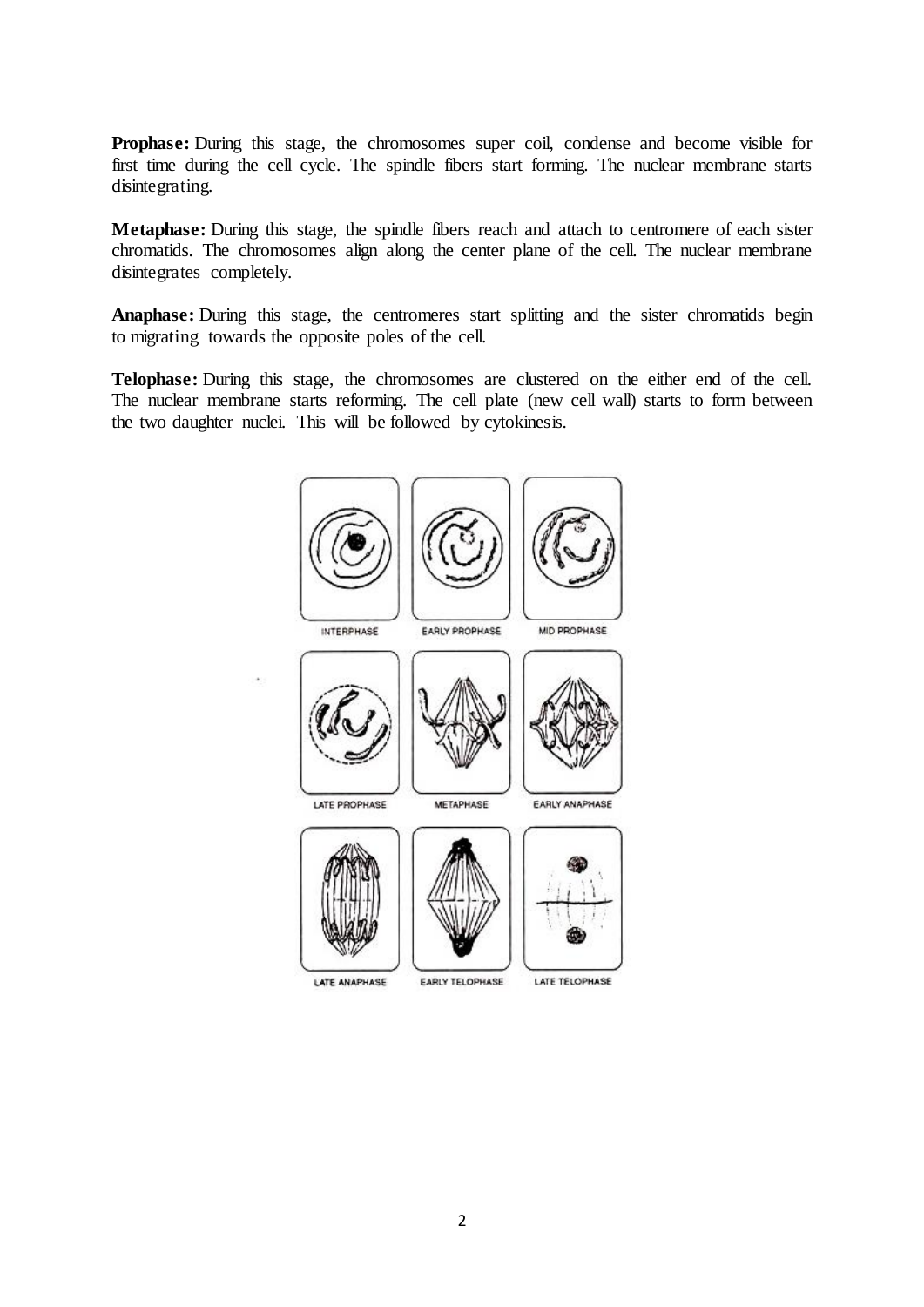**Prophase:** During this stage, the chromosomes super coil, condense and become visible for first time during the cell cycle. The spindle fibers start forming. The nuclear membrane starts disintegrating.

**Metaphase:** During this stage, the spindle fibers reach and attach to centromere of each sister chromatids. The chromosomes align along the center plane of the cell. The nuclear membrane disintegrates completely.

**Anaphase:** During this stage, the centromeres start splitting and the sister chromatids begin to migrating towards the opposite poles of the cell.

**Telophase:** During this stage, the chromosomes are clustered on the either end of the cell. The nuclear membrane starts reforming. The cell plate (new cell wall) starts to form between the two daughter nuclei. This will be followed by cytokinesis.

INTERPHASE

EARLY PROPHASE

MID PROPHASE

LATE PROPHASE

METAPHASE

EARLY ANAPHASE

LATE ANAPHASE

EARLY TELOPHASE

LATE TELOPHASE